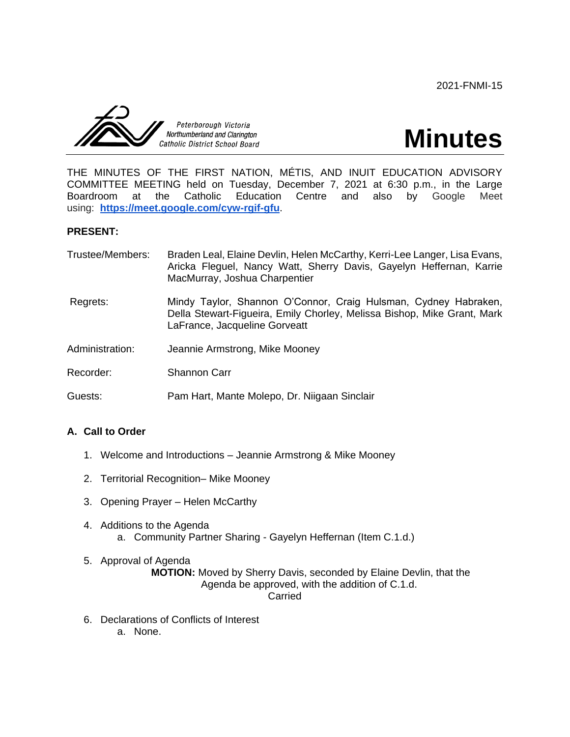2021-FNMI-15

Peterborough Victoria Northumberland and Clarington Catholic District School Board

# Minutes

THE MINUTES OF THE FIRST NATION, MÉTIS, AND INUIT EDUCATION ADVISORY COMMITTEE MEETING held on Tuesday, December 7, 2021 at 6:30 p.m., in the Large Boardroom at the Catholic Education Centre and also by Google Meet using: **https://meet.google.com/cyw-rgif-gfu**.

**PRESENT:**

| | |
|---|---|
| Trustee/Members: | Braden Leal, Elaine Devlin, Helen McCarthy, Kerri-Lee Langer, Lisa Evans, Aricka Fleguel, Nancy Watt, Sherry Davis, Gayelyn Heffernan, Karrie MacMurray, Joshua Charpentier |
| Regrets: | Mindy Taylor, Shannon O'Connor, Craig Hulsman, Cydney Habraken, Della Stewart-Figueira, Emily Chorley, Melissa Bishop, Mike Grant, Mark LaFrance, Jacqueline Gorveatt |
| Administration: | Jeannie Armstrong, Mike Mooney |
| Recorder: | Shannon Carr |
| Guests: | Pam Hart, Mante Molepo, Dr. Niigaan Sinclair |

## A. Call to Order

1. Welcome and Introductions – Jeannie Armstrong & Mike Mooney

2. Territorial Recognition– Mike Mooney

3. Opening Prayer – Helen McCarthy

4. Additions to the Agenda
   a. Community Partner Sharing - Gayelyn Heffernan (Item C.1.d.)

5. Approval of Agenda

   **MOTION:** Moved by Sherry Davis, seconded by Elaine Devlin, that the Agenda be approved, with the addition of C.1.d.
   Carried

6. Declarations of Conflicts of Interest
   a. None.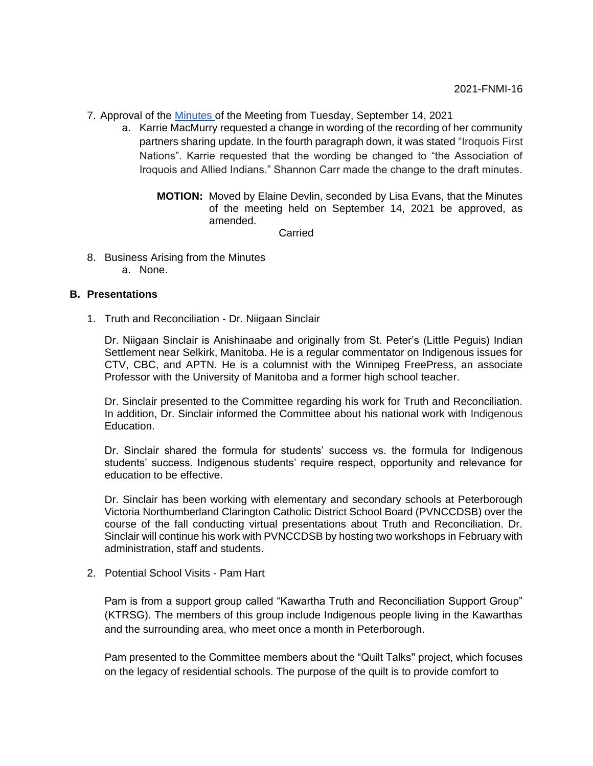7. Approval of the Minutes of the Meeting from Tuesday, September 14, 2021
   a. Karrie MacMurry requested a change in wording of the recording of her community partners sharing update. In the fourth paragraph down, it was stated "Iroquois First Nations". Karrie requested that the wording be changed to "the Association of Iroquois and Allied Indians." Shannon Carr made the change to the draft minutes.

      **MOTION:** Moved by Elaine Devlin, seconded by Lisa Evans, that the Minutes of the meeting held on September 14, 2021 be approved, as amended.

      Carried

8. Business Arising from the Minutes
   a. None.

## B. Presentations

1. Truth and Reconciliation - Dr. Niigaan Sinclair

   Dr. Niigaan Sinclair is Anishinaabe and originally from St. Peter's (Little Peguis) Indian Settlement near Selkirk, Manitoba. He is a regular commentator on Indigenous issues for CTV, CBC, and APTN. He is a columnist with the Winnipeg FreePress, an associate Professor with the University of Manitoba and a former high school teacher.

   Dr. Sinclair presented to the Committee regarding his work for Truth and Reconciliation. In addition, Dr. Sinclair informed the Committee about his national work with Indigenous Education.

   Dr. Sinclair shared the formula for students' success vs. the formula for Indigenous students' success. Indigenous students' require respect, opportunity and relevance for education to be effective.

   Dr. Sinclair has been working with elementary and secondary schools at Peterborough Victoria Northumberland Clarington Catholic District School Board (PVNCCDSB) over the course of the fall conducting virtual presentations about Truth and Reconciliation. Dr. Sinclair will continue his work with PVNCCDSB by hosting two workshops in February with administration, staff and students.

2. Potential School Visits - Pam Hart

   Pam is from a support group called "Kawartha Truth and Reconciliation Support Group" (KTRSG). The members of this group include Indigenous people living in the Kawarthas and the surrounding area, who meet once a month in Peterborough.

   Pam presented to the Committee members about the "Quilt Talks" project, which focuses on the legacy of residential schools. The purpose of the quilt is to provide comfort to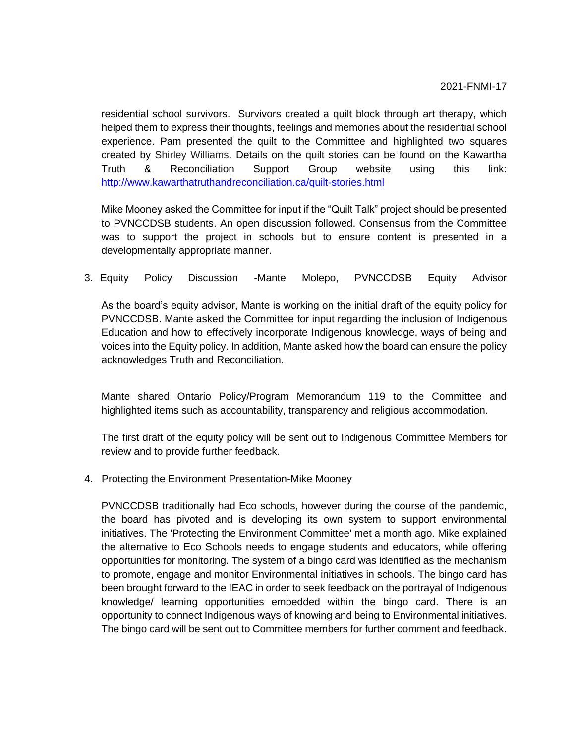residential school survivors. Survivors created a quilt block through art therapy, which helped them to express their thoughts, feelings and memories about the residential school experience. Pam presented the quilt to the Committee and highlighted two squares created by Shirley Williams. Details on the quilt stories can be found on the Kawartha Truth & Reconciliation Support Group website using this link: http://www.kawarthatruthandreconciliation.ca/quilt-stories.html

Mike Mooney asked the Committee for input if the "Quilt Talk" project should be presented to PVNCCDSB students. An open discussion followed. Consensus from the Committee was to support the project in schools but to ensure content is presented in a developmentally appropriate manner.

3. Equity Policy Discussion -Mante Molepo, PVNCCDSB Equity Advisor

   As the board's equity advisor, Mante is working on the initial draft of the equity policy for PVNCCDSB. Mante asked the Committee for input regarding the inclusion of Indigenous Education and how to effectively incorporate Indigenous knowledge, ways of being and voices into the Equity policy. In addition, Mante asked how the board can ensure the policy acknowledges Truth and Reconciliation.

   Mante shared Ontario Policy/Program Memorandum 119 to the Committee and highlighted items such as accountability, transparency and religious accommodation.

   The first draft of the equity policy will be sent out to Indigenous Committee Members for review and to provide further feedback.

4. Protecting the Environment Presentation-Mike Mooney

   PVNCCDSB traditionally had Eco schools, however during the course of the pandemic, the board has pivoted and is developing its own system to support environmental initiatives. The 'Protecting the Environment Committee' met a month ago. Mike explained the alternative to Eco Schools needs to engage students and educators, while offering opportunities for monitoring. The system of a bingo card was identified as the mechanism to promote, engage and monitor Environmental initiatives in schools. The bingo card has been brought forward to the IEAC in order to seek feedback on the portrayal of Indigenous knowledge/ learning opportunities embedded within the bingo card. There is an opportunity to connect Indigenous ways of knowing and being to Environmental initiatives. The bingo card will be sent out to Committee members for further comment and feedback.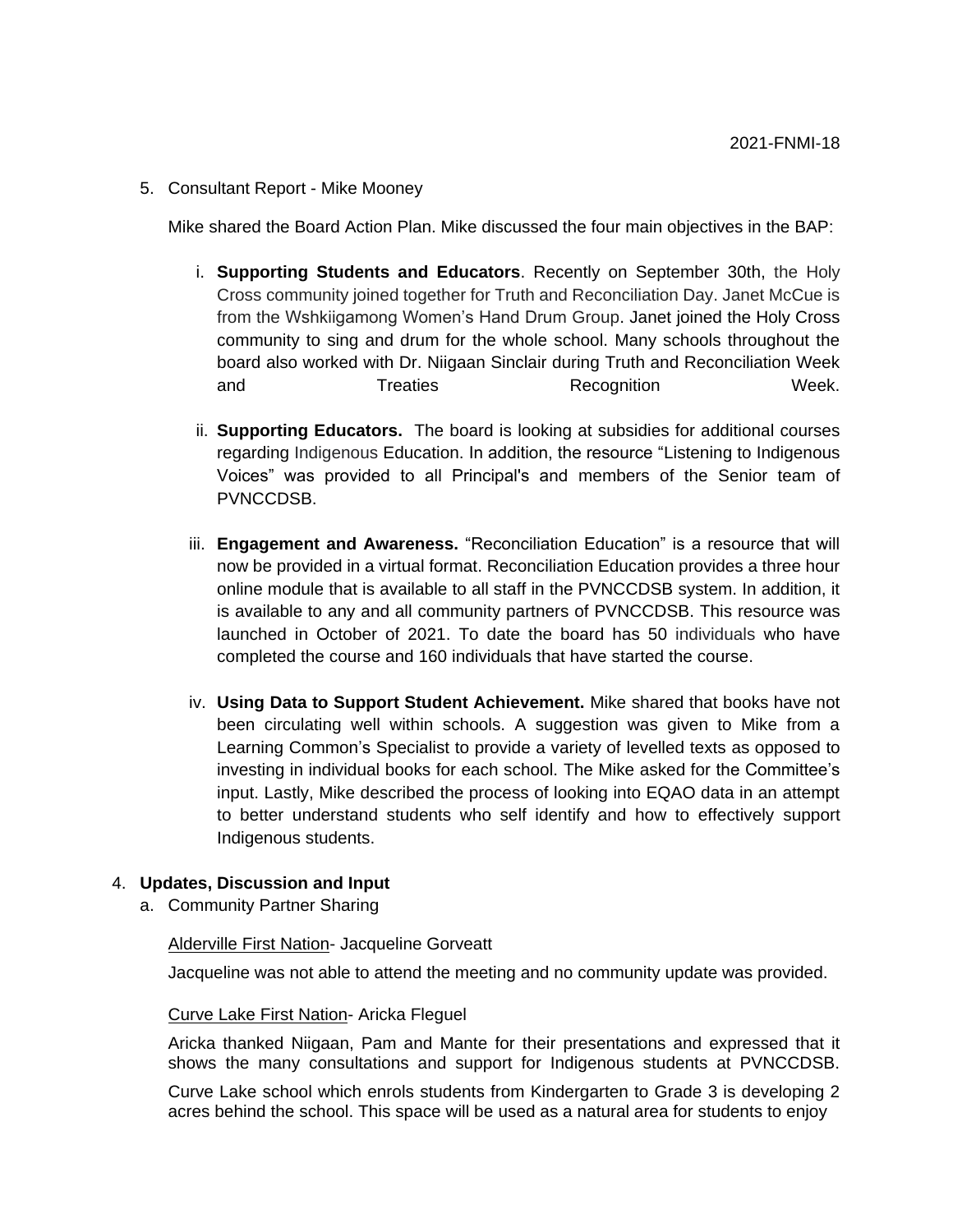2021-FNMI-18

5. Consultant Report - Mike Mooney

   Mike shared the Board Action Plan. Mike discussed the four main objectives in the BAP:

   i. **Supporting Students and Educators**. Recently on September 30th, the Holy Cross community joined together for Truth and Reconciliation Day. Janet McCue is from the Wshkiigamong Women's Hand Drum Group. Janet joined the Holy Cross community to sing and drum for the whole school. Many schools throughout the board also worked with Dr. Niigaan Sinclair during Truth and Reconciliation Week and Treaties Recognition Week.

   ii. **Supporting Educators.** The board is looking at subsidies for additional courses regarding Indigenous Education. In addition, the resource "Listening to Indigenous Voices" was provided to all Principal's and members of the Senior team of PVNCCDSB.

   iii. **Engagement and Awareness.** "Reconciliation Education" is a resource that will now be provided in a virtual format. Reconciliation Education provides a three hour online module that is available to all staff in the PVNCCDSB system. In addition, it is available to any and all community partners of PVNCCDSB. This resource was launched in October of 2021. To date the board has 50 individuals who have completed the course and 160 individuals that have started the course.

   iv. **Using Data to Support Student Achievement.** Mike shared that books have not been circulating well within schools. A suggestion was given to Mike from a Learning Common's Specialist to provide a variety of levelled texts as opposed to investing in individual books for each school. The Mike asked for the Committee's input. Lastly, Mike described the process of looking into EQAO data in an attempt to better understand students who self identify and how to effectively support Indigenous students.

4. **Updates, Discussion and Input**

   a. Community Partner Sharing

   Alderville First Nation- Jacqueline Gorveatt

   Jacqueline was not able to attend the meeting and no community update was provided.

   Curve Lake First Nation- Aricka Fleguel

   Aricka thanked Niigaan, Pam and Mante for their presentations and expressed that it shows the many consultations and support for Indigenous students at PVNCCDSB.

   Curve Lake school which enrols students from Kindergarten to Grade 3 is developing 2 acres behind the school. This space will be used as a natural area for students to enjoy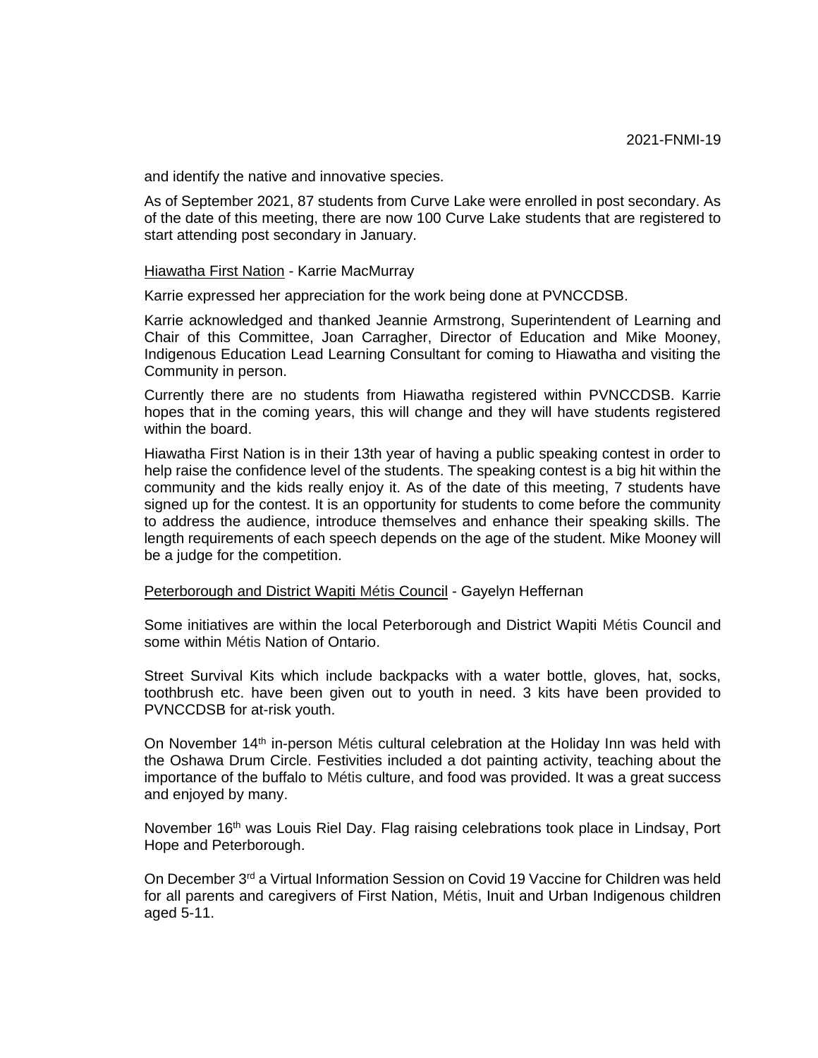and identify the native and innovative species.

As of September 2021, 87 students from Curve Lake were enrolled in post secondary. As of the date of this meeting, there are now 100 Curve Lake students that are registered to start attending post secondary in January.

Hiawatha First Nation - Karrie MacMurray

Karrie expressed her appreciation for the work being done at PVNCCDSB.

Karrie acknowledged and thanked Jeannie Armstrong, Superintendent of Learning and Chair of this Committee, Joan Carragher, Director of Education and Mike Mooney, Indigenous Education Lead Learning Consultant for coming to Hiawatha and visiting the Community in person.

Currently there are no students from Hiawatha registered within PVNCCDSB. Karrie hopes that in the coming years, this will change and they will have students registered within the board.

Hiawatha First Nation is in their 13th year of having a public speaking contest in order to help raise the confidence level of the students. The speaking contest is a big hit within the community and the kids really enjoy it. As of the date of this meeting, 7 students have signed up for the contest. It is an opportunity for students to come before the community to address the audience, introduce themselves and enhance their speaking skills. The length requirements of each speech depends on the age of the student. Mike Mooney will be a judge for the competition.

Peterborough and District Wapiti Métis Council - Gayelyn Heffernan

Some initiatives are within the local Peterborough and District Wapiti Métis Council and some within Métis Nation of Ontario.

Street Survival Kits which include backpacks with a water bottle, gloves, hat, socks, toothbrush etc. have been given out to youth in need. 3 kits have been provided to PVNCCDSB for at-risk youth.

On November 14th in-person Métis cultural celebration at the Holiday Inn was held with the Oshawa Drum Circle. Festivities included a dot painting activity, teaching about the importance of the buffalo to Métis culture, and food was provided. It was a great success and enjoyed by many.

November 16th was Louis Riel Day. Flag raising celebrations took place in Lindsay, Port Hope and Peterborough.

On December 3rd a Virtual Information Session on Covid 19 Vaccine for Children was held for all parents and caregivers of First Nation, Métis, Inuit and Urban Indigenous children aged 5-11.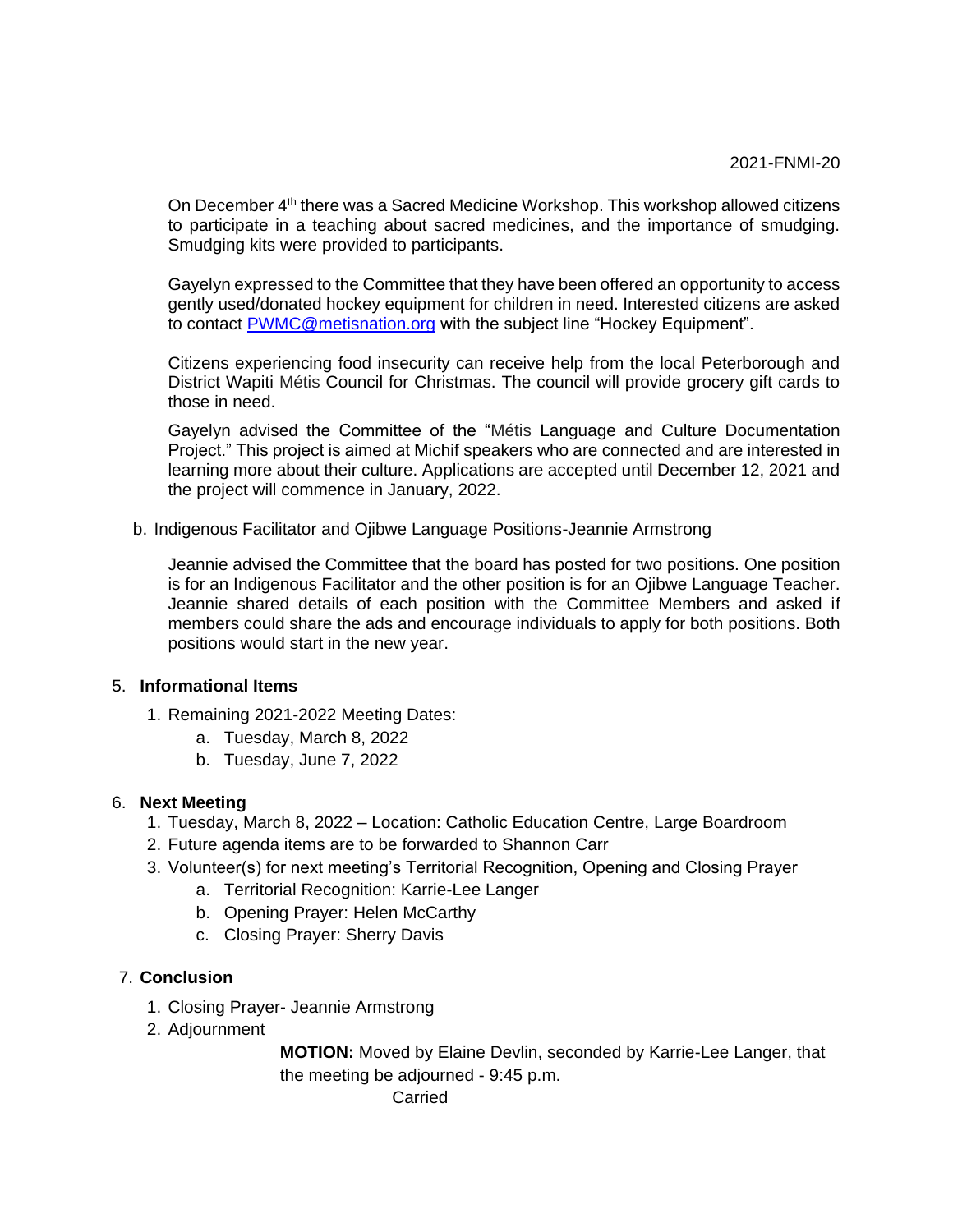On December 4th there was a Sacred Medicine Workshop. This workshop allowed citizens to participate in a teaching about sacred medicines, and the importance of smudging. Smudging kits were provided to participants.

Gayelyn expressed to the Committee that they have been offered an opportunity to access gently used/donated hockey equipment for children in need. Interested citizens are asked to contact PWMC@metisnation.org with the subject line "Hockey Equipment".

Citizens experiencing food insecurity can receive help from the local Peterborough and District Wapiti Métis Council for Christmas. The council will provide grocery gift cards to those in need.

Gayelyn advised the Committee of the "Métis Language and Culture Documentation Project." This project is aimed at Michif speakers who are connected and are interested in learning more about their culture. Applications are accepted until December 12, 2021 and the project will commence in January, 2022.

b. Indigenous Facilitator and Ojibwe Language Positions-Jeannie Armstrong

Jeannie advised the Committee that the board has posted for two positions. One position is for an Indigenous Facilitator and the other position is for an Ojibwe Language Teacher. Jeannie shared details of each position with the Committee Members and asked if members could share the ads and encourage individuals to apply for both positions. Both positions would start in the new year.

5. **Informational Items**
   1. Remaining 2021-2022 Meeting Dates:
      a. Tuesday, March 8, 2022
      b. Tuesday, June 7, 2022

6. **Next Meeting**
   1. Tuesday, March 8, 2022 – Location: Catholic Education Centre, Large Boardroom
   2. Future agenda items are to be forwarded to Shannon Carr
   3. Volunteer(s) for next meeting's Territorial Recognition, Opening and Closing Prayer
      a. Territorial Recognition: Karrie-Lee Langer
      b. Opening Prayer: Helen McCarthy
      c. Closing Prayer: Sherry Davis

7. **Conclusion**
   1. Closing Prayer- Jeannie Armstrong
   2. Adjournment

**MOTION:** Moved by Elaine Devlin, seconded by Karrie-Lee Langer, that the meeting be adjourned - 9:45 p.m.

Carried